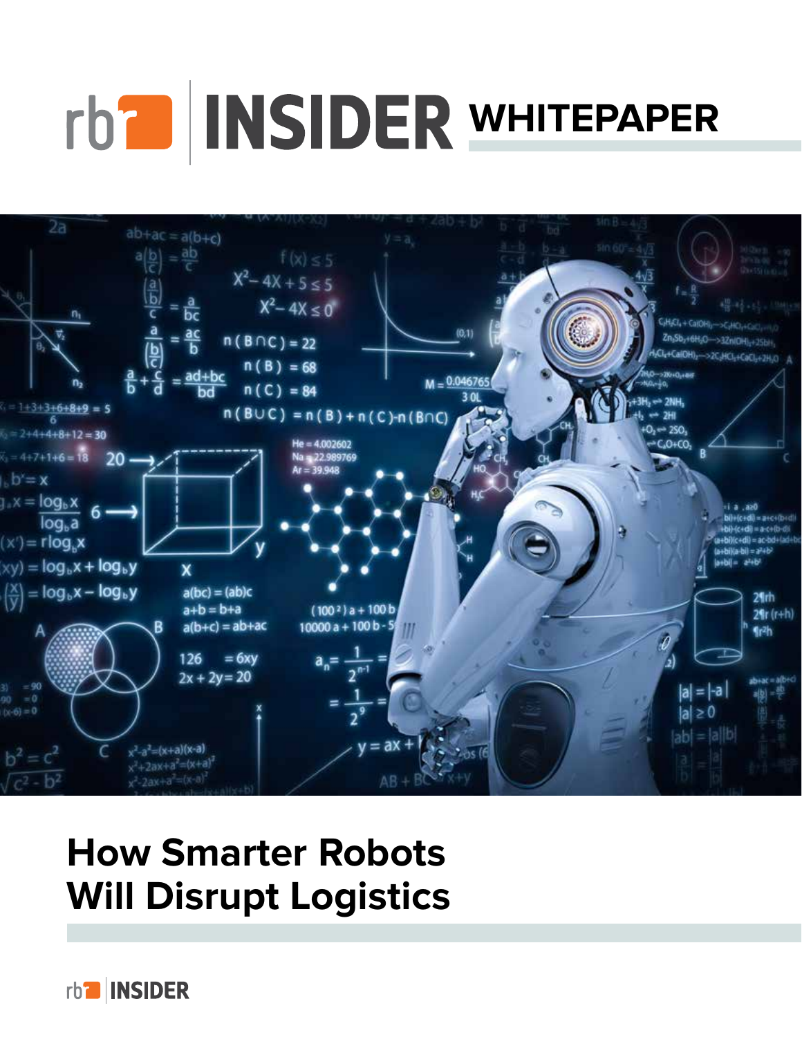rb INSIDER WHITEPAPER

# How Smarter Robots Will Disrupt Logistics

rb INSIDER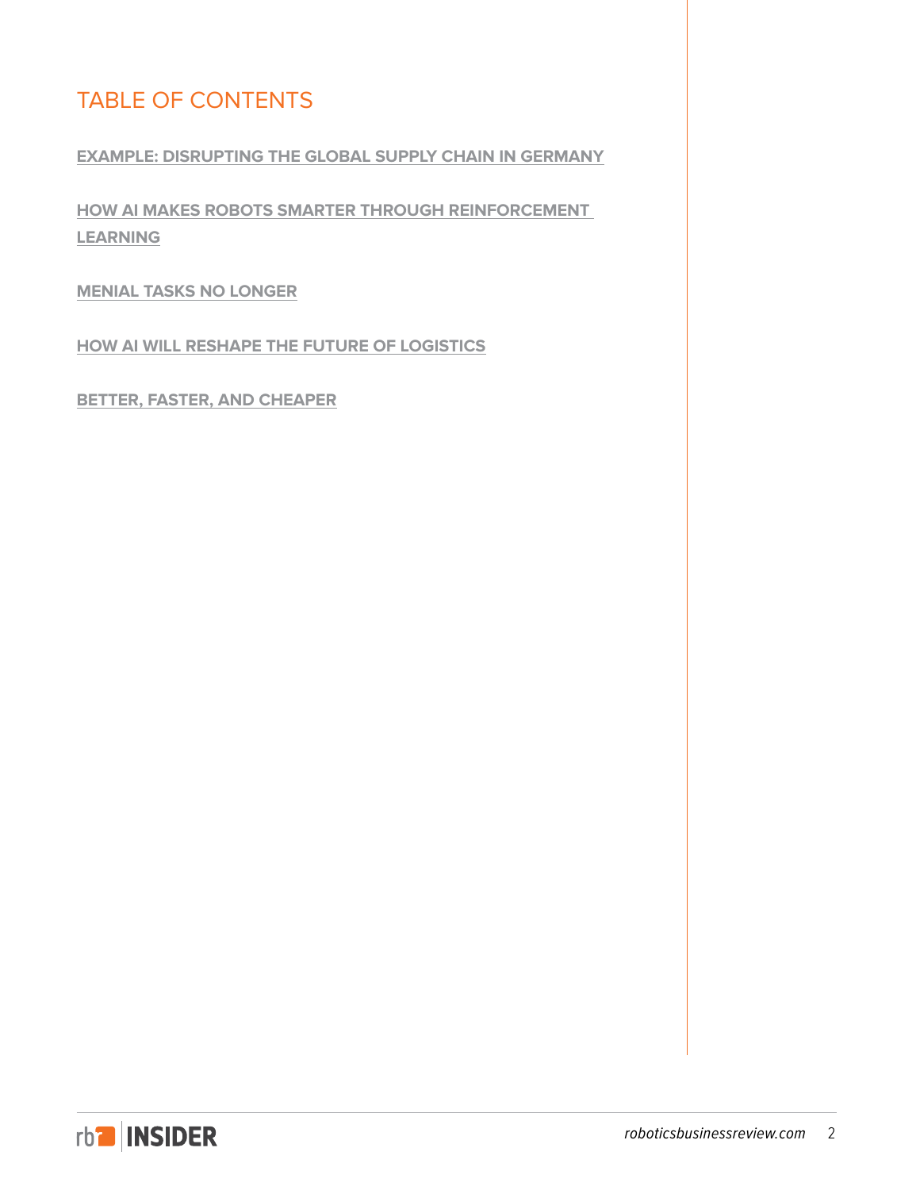## TABLE OF CONTENTS

**EXAMPLE: DISRUPTING THE GLOBAL SUPPLY CHAIN IN GERMANY**

**HOW AI MAKES ROBOTS SMARTER THROUGH REINFORCEMENT LEARNING**

**MENIAL TASKS NO LONGER**

**HOW AI WILL RESHAPE THE FUTURE OF LOGISTICS**

**BETTER, FASTER, AND CHEAPER**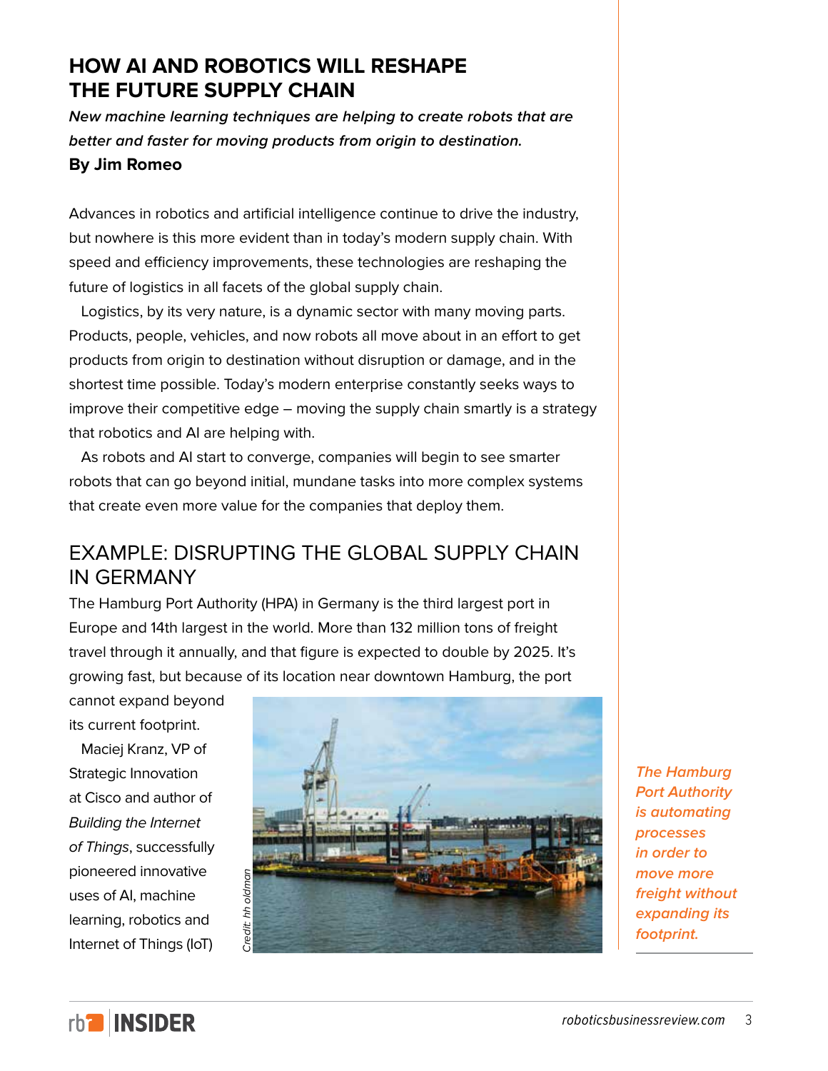# HOW AI AND ROBOTICS WILL RESHAPE THE FUTURE SUPPLY CHAIN

***New machine learning techniques are helping to create robots that are better and faster for moving products from origin to destination.***

**By Jim Romeo**

Advances in robotics and artificial intelligence continue to drive the industry, but nowhere is this more evident than in today's modern supply chain. With speed and efficiency improvements, these technologies are reshaping the future of logistics in all facets of the global supply chain.

Logistics, by its very nature, is a dynamic sector with many moving parts. Products, people, vehicles, and now robots all move about in an effort to get products from origin to destination without disruption or damage, and in the shortest time possible. Today's modern enterprise constantly seeks ways to improve their competitive edge – moving the supply chain smartly is a strategy that robotics and AI are helping with.

As robots and AI start to converge, companies will begin to see smarter robots that can go beyond initial, mundane tasks into more complex systems that create even more value for the companies that deploy them.

## EXAMPLE: DISRUPTING THE GLOBAL SUPPLY CHAIN IN GERMANY

The Hamburg Port Authority (HPA) in Germany is the third largest port in Europe and 14th largest in the world. More than 132 million tons of freight travel through it annually, and that figure is expected to double by 2025. It's growing fast, but because of its location near downtown Hamburg, the port cannot expand beyond its current footprint.

Maciej Kranz, VP of Strategic Innovation at Cisco and author of *Building the Internet of Things*, successfully pioneered innovative uses of AI, machine learning, robotics and Internet of Things (IoT)

Credit: hh oldman

*The Hamburg Port Authority is automating processes in order to move more freight without expanding its footprint.*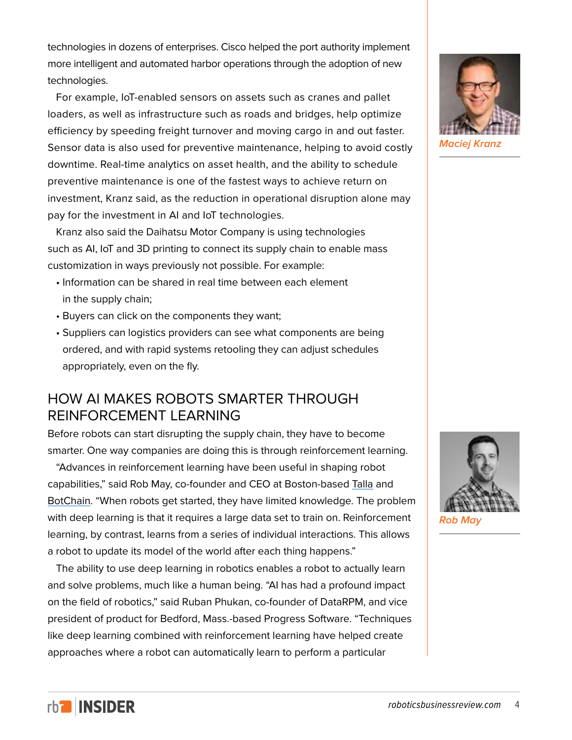technologies in dozens of enterprises. Cisco helped the port authority implement more intelligent and automated harbor operations through the adoption of new technologies.

For example, IoT-enabled sensors on assets such as cranes and pallet loaders, as well as infrastructure such as roads and bridges, help optimize efficiency by speeding freight turnover and moving cargo in and out faster. Sensor data is also used for preventive maintenance, helping to avoid costly downtime. Real-time analytics on asset health, and the ability to schedule preventive maintenance is one of the fastest ways to achieve return on investment, Kranz said, as the reduction in operational disruption alone may pay for the investment in AI and IoT technologies.

Kranz also said the Daihatsu Motor Company is using technologies such as AI, IoT and 3D printing to connect its supply chain to enable mass customization in ways previously not possible. For example:

- Information can be shared in real time between each element in the supply chain;
- Buyers can click on the components they want;
- Suppliers can logistics providers can see what components are being ordered, and with rapid systems retooling they can adjust schedules appropriately, even on the fly.

*Maciej Kranz*

## HOW AI MAKES ROBOTS SMARTER THROUGH REINFORCEMENT LEARNING

Before robots can start disrupting the supply chain, they have to become smarter. One way companies are doing this is through reinforcement learning.

"Advances in reinforcement learning have been useful in shaping robot capabilities," said Rob May, co-founder and CEO at Boston-based Talla and BotChain. "When robots get started, they have limited knowledge. The problem with deep learning is that it requires a large data set to train on. Reinforcement learning, by contrast, learns from a series of individual interactions. This allows a robot to update its model of the world after each thing happens."

*Rob May*

The ability to use deep learning in robotics enables a robot to actually learn and solve problems, much like a human being. "AI has had a profound impact on the field of robotics," said Ruban Phukan, co-founder of DataRPM, and vice president of product for Bedford, Mass.-based Progress Software. "Techniques like deep learning combined with reinforcement learning have helped create approaches where a robot can automatically learn to perform a particular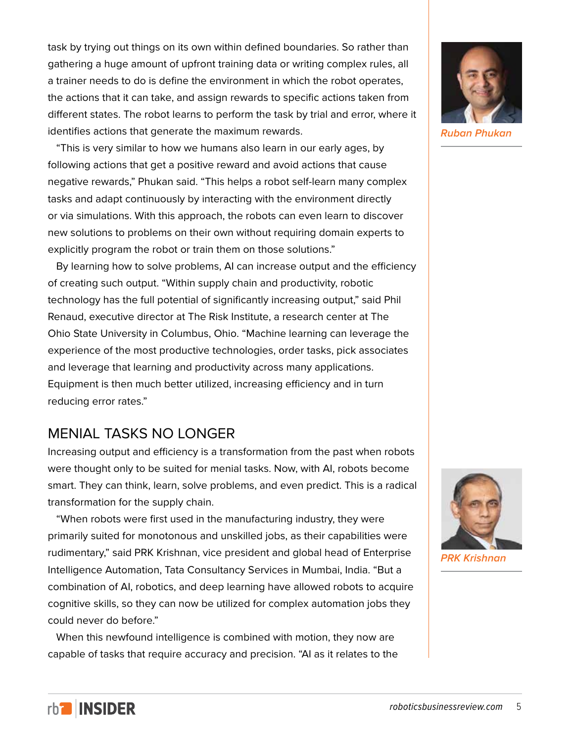task by trying out things on its own within defined boundaries. So rather than gathering a huge amount of upfront training data or writing complex rules, all a trainer needs to do is define the environment in which the robot operates, the actions that it can take, and assign rewards to specific actions taken from different states. The robot learns to perform the task by trial and error, where it identifies actions that generate the maximum rewards.

"This is very similar to how we humans also learn in our early ages, by following actions that get a positive reward and avoid actions that cause negative rewards," Phukan said. "This helps a robot self-learn many complex tasks and adapt continuously by interacting with the environment directly or via simulations. With this approach, the robots can even learn to discover new solutions to problems on their own without requiring domain experts to explicitly program the robot or train them on those solutions."

By learning how to solve problems, AI can increase output and the efficiency of creating such output. "Within supply chain and productivity, robotic technology has the full potential of significantly increasing output," said Phil Renaud, executive director at The Risk Institute, a research center at The Ohio State University in Columbus, Ohio. "Machine learning can leverage the experience of the most productive technologies, order tasks, pick associates and leverage that learning and productivity across many applications. Equipment is then much better utilized, increasing efficiency and in turn reducing error rates."

*Ruban Phukan*

## MENIAL TASKS NO LONGER

Increasing output and efficiency is a transformation from the past when robots were thought only to be suited for menial tasks. Now, with AI, robots become smart. They can think, learn, solve problems, and even predict. This is a radical transformation for the supply chain.

"When robots were first used in the manufacturing industry, they were primarily suited for monotonous and unskilled jobs, as their capabilities were rudimentary," said PRK Krishnan, vice president and global head of Enterprise Intelligence Automation, Tata Consultancy Services in Mumbai, India. "But a combination of AI, robotics, and deep learning have allowed robots to acquire cognitive skills, so they can now be utilized for complex automation jobs they could never do before."

*PRK Krishnan*

When this newfound intelligence is combined with motion, they now are capable of tasks that require accuracy and precision. "AI as it relates to the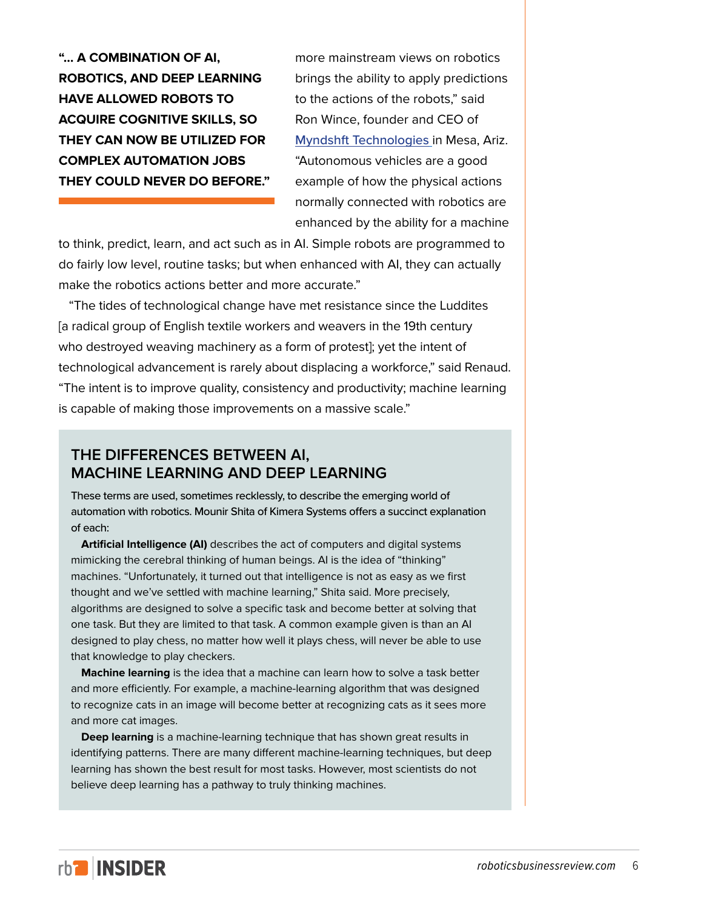**"... A COMBINATION OF AI, ROBOTICS, AND DEEP LEARNING HAVE ALLOWED ROBOTS TO ACQUIRE COGNITIVE SKILLS, SO THEY CAN NOW BE UTILIZED FOR COMPLEX AUTOMATION JOBS THEY COULD NEVER DO BEFORE."**

more mainstream views on robotics brings the ability to apply predictions to the actions of the robots," said Ron Wince, founder and CEO of Myndshft Technologies in Mesa, Ariz. "Autonomous vehicles are a good example of how the physical actions normally connected with robotics are enhanced by the ability for a machine to think, predict, learn, and act such as in AI. Simple robots are programmed to do fairly low level, routine tasks; but when enhanced with AI, they can actually make the robotics actions better and more accurate."

"The tides of technological change have met resistance since the Luddites [a radical group of English textile workers and weavers in the 19th century who destroyed weaving machinery as a form of protest]; yet the intent of technological advancement is rarely about displacing a workforce," said Renaud. "The intent is to improve quality, consistency and productivity; machine learning is capable of making those improvements on a massive scale."

## THE DIFFERENCES BETWEEN AI, MACHINE LEARNING AND DEEP LEARNING

These terms are used, sometimes recklessly, to describe the emerging world of automation with robotics. Mounir Shita of Kimera Systems offers a succinct explanation of each:

**Artificial Intelligence (AI)** describes the act of computers and digital systems mimicking the cerebral thinking of human beings. AI is the idea of "thinking" machines. "Unfortunately, it turned out that intelligence is not as easy as we first thought and we've settled with machine learning," Shita said. More precisely, algorithms are designed to solve a specific task and become better at solving that one task. But they are limited to that task. A common example given is than an AI designed to play chess, no matter how well it plays chess, will never be able to use that knowledge to play checkers.

**Machine learning** is the idea that a machine can learn how to solve a task better and more efficiently. For example, a machine-learning algorithm that was designed to recognize cats in an image will become better at recognizing cats as it sees more and more cat images.

**Deep learning** is a machine-learning technique that has shown great results in identifying patterns. There are many different machine-learning techniques, but deep learning has shown the best result for most tasks. However, most scientists do not believe deep learning has a pathway to truly thinking machines.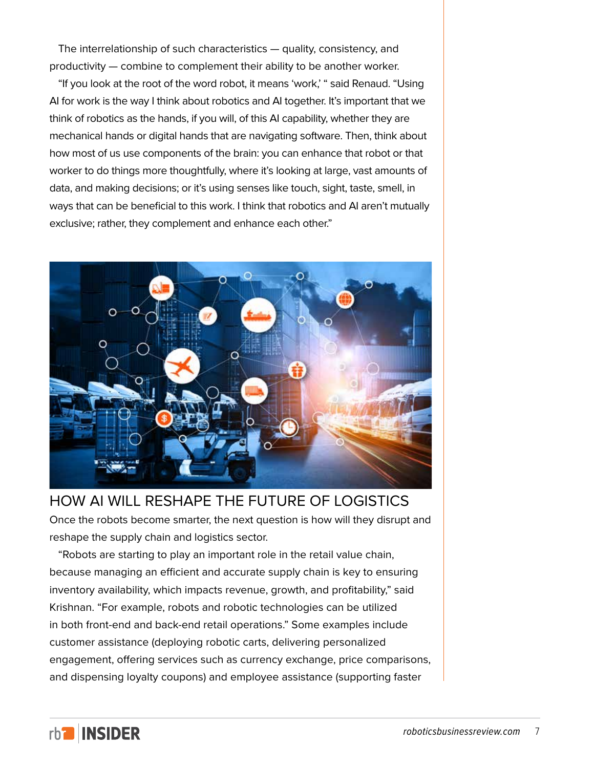The interrelationship of such characteristics — quality, consistency, and productivity — combine to complement their ability to be another worker.

"If you look at the root of the word robot, it means 'work,' " said Renaud. "Using AI for work is the way I think about robotics and AI together. It's important that we think of robotics as the hands, if you will, of this AI capability, whether they are mechanical hands or digital hands that are navigating software. Then, think about how most of us use components of the brain: you can enhance that robot or that worker to do things more thoughtfully, where it's looking at large, vast amounts of data, and making decisions; or it's using senses like touch, sight, taste, smell, in ways that can be beneficial to this work. I think that robotics and AI aren't mutually exclusive; rather, they complement and enhance each other."

## HOW AI WILL RESHAPE THE FUTURE OF LOGISTICS

Once the robots become smarter, the next question is how will they disrupt and reshape the supply chain and logistics sector.

"Robots are starting to play an important role in the retail value chain, because managing an efficient and accurate supply chain is key to ensuring inventory availability, which impacts revenue, growth, and profitability," said Krishnan. "For example, robots and robotic technologies can be utilized in both front-end and back-end retail operations." Some examples include customer assistance (deploying robotic carts, delivering personalized engagement, offering services such as currency exchange, price comparisons, and dispensing loyalty coupons) and employee assistance (supporting faster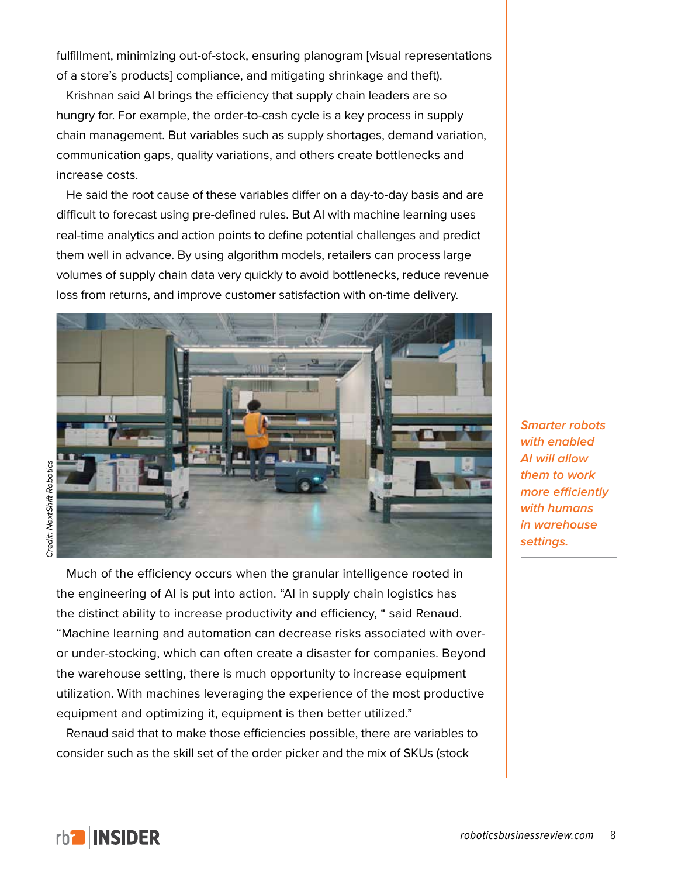fulfillment, minimizing out-of-stock, ensuring planogram [visual representations of a store's products] compliance, and mitigating shrinkage and theft).

Krishnan said AI brings the efficiency that supply chain leaders are so hungry for. For example, the order-to-cash cycle is a key process in supply chain management. But variables such as supply shortages, demand variation, communication gaps, quality variations, and others create bottlenecks and increase costs.

He said the root cause of these variables differ on a day-to-day basis and are difficult to forecast using pre-defined rules. But AI with machine learning uses real-time analytics and action points to define potential challenges and predict them well in advance. By using algorithm models, retailers can process large volumes of supply chain data very quickly to avoid bottlenecks, reduce revenue loss from returns, and improve customer satisfaction with on-time delivery.

Credit: NextShift Robotics

*Smarter robots with enabled AI will allow them to work more efficiently with humans in warehouse settings.*

Much of the efficiency occurs when the granular intelligence rooted in the engineering of AI is put into action. "AI in supply chain logistics has the distinct ability to increase productivity and efficiency, " said Renaud. "Machine learning and automation can decrease risks associated with over- or under-stocking, which can often create a disaster for companies. Beyond the warehouse setting, there is much opportunity to increase equipment utilization. With machines leveraging the experience of the most productive equipment and optimizing it, equipment is then better utilized."

Renaud said that to make those efficiencies possible, there are variables to consider such as the skill set of the order picker and the mix of SKUs (stock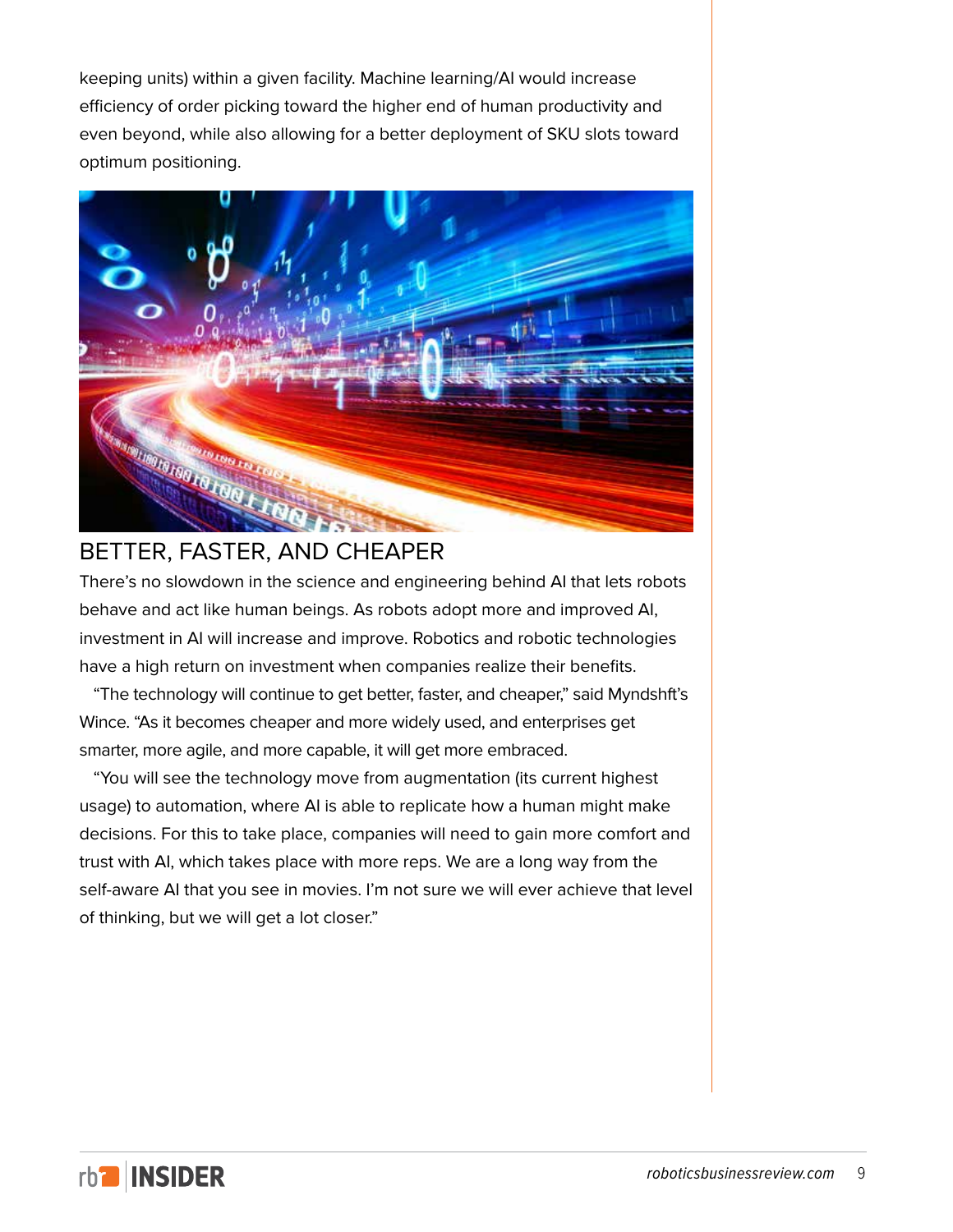keeping units) within a given facility. Machine learning/AI would increase efficiency of order picking toward the higher end of human productivity and even beyond, while also allowing for a better deployment of SKU slots toward optimum positioning.

## BETTER, FASTER, AND CHEAPER

There's no slowdown in the science and engineering behind AI that lets robots behave and act like human beings. As robots adopt more and improved AI, investment in AI will increase and improve. Robotics and robotic technologies have a high return on investment when companies realize their benefits.

"The technology will continue to get better, faster, and cheaper," said Myndshft's Wince. "As it becomes cheaper and more widely used, and enterprises get smarter, more agile, and more capable, it will get more embraced.

"You will see the technology move from augmentation (its current highest usage) to automation, where AI is able to replicate how a human might make decisions. For this to take place, companies will need to gain more comfort and trust with AI, which takes place with more reps. We are a long way from the self-aware AI that you see in movies. I'm not sure we will ever achieve that level of thinking, but we will get a lot closer."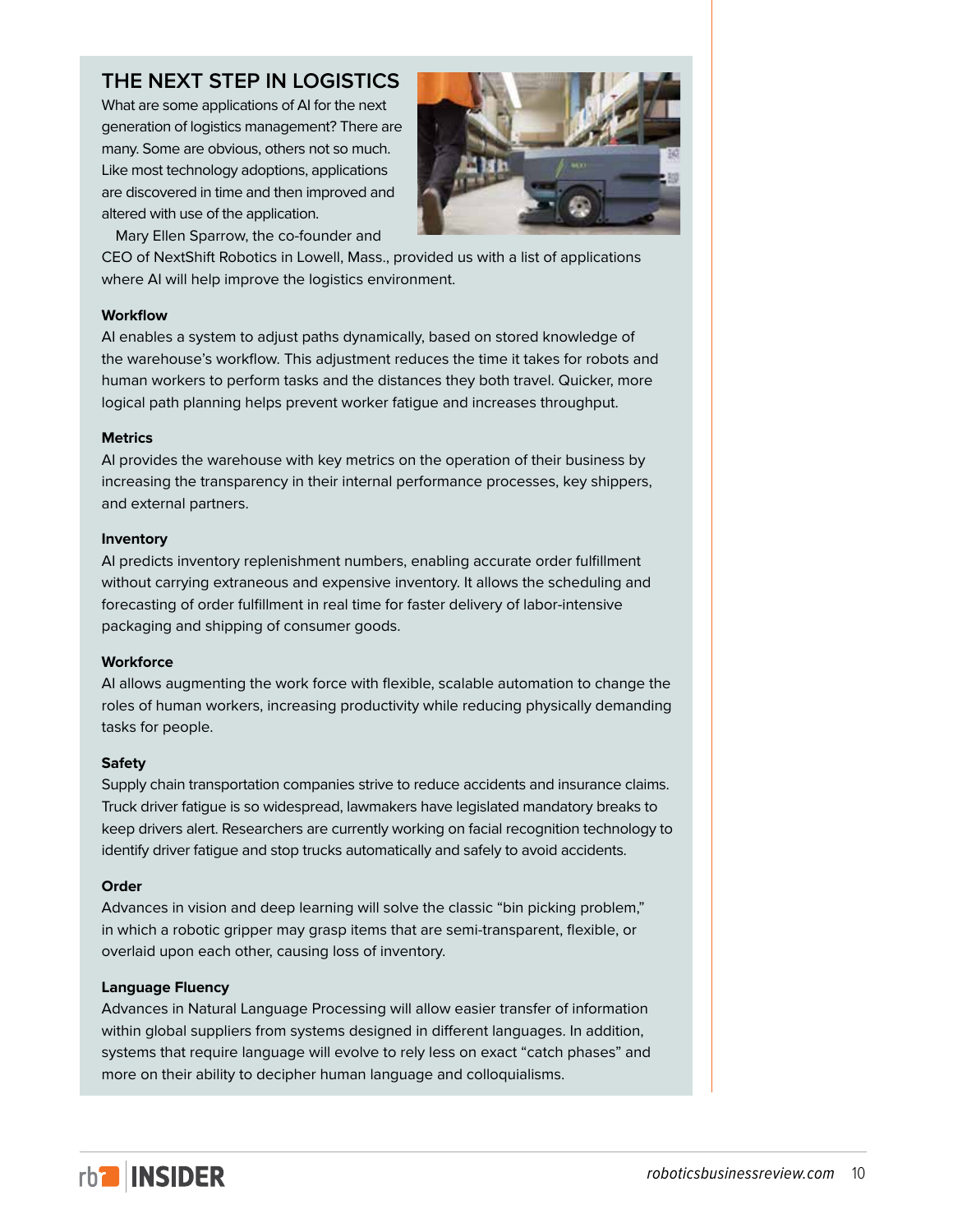## THE NEXT STEP IN LOGISTICS

What are some applications of AI for the next generation of logistics management? There are many. Some are obvious, others not so much. Like most technology adoptions, applications are discovered in time and then improved and altered with use of the application.

Mary Ellen Sparrow, the co-founder and CEO of NextShift Robotics in Lowell, Mass., provided us with a list of applications where AI will help improve the logistics environment.

**Workflow**

AI enables a system to adjust paths dynamically, based on stored knowledge of the warehouse's workflow. This adjustment reduces the time it takes for robots and human workers to perform tasks and the distances they both travel. Quicker, more logical path planning helps prevent worker fatigue and increases throughput.

**Metrics**

AI provides the warehouse with key metrics on the operation of their business by increasing the transparency in their internal performance processes, key shippers, and external partners.

**Inventory**

AI predicts inventory replenishment numbers, enabling accurate order fulfillment without carrying extraneous and expensive inventory. It allows the scheduling and forecasting of order fulfillment in real time for faster delivery of labor-intensive packaging and shipping of consumer goods.

**Workforce**

AI allows augmenting the work force with flexible, scalable automation to change the roles of human workers, increasing productivity while reducing physically demanding tasks for people.

**Safety**

Supply chain transportation companies strive to reduce accidents and insurance claims. Truck driver fatigue is so widespread, lawmakers have legislated mandatory breaks to keep drivers alert. Researchers are currently working on facial recognition technology to identify driver fatigue and stop trucks automatically and safely to avoid accidents.

**Order**

Advances in vision and deep learning will solve the classic "bin picking problem," in which a robotic gripper may grasp items that are semi-transparent, flexible, or overlaid upon each other, causing loss of inventory.

**Language Fluency**

Advances in Natural Language Processing will allow easier transfer of information within global suppliers from systems designed in different languages. In addition, systems that require language will evolve to rely less on exact "catch phases" and more on their ability to decipher human language and colloquialisms.